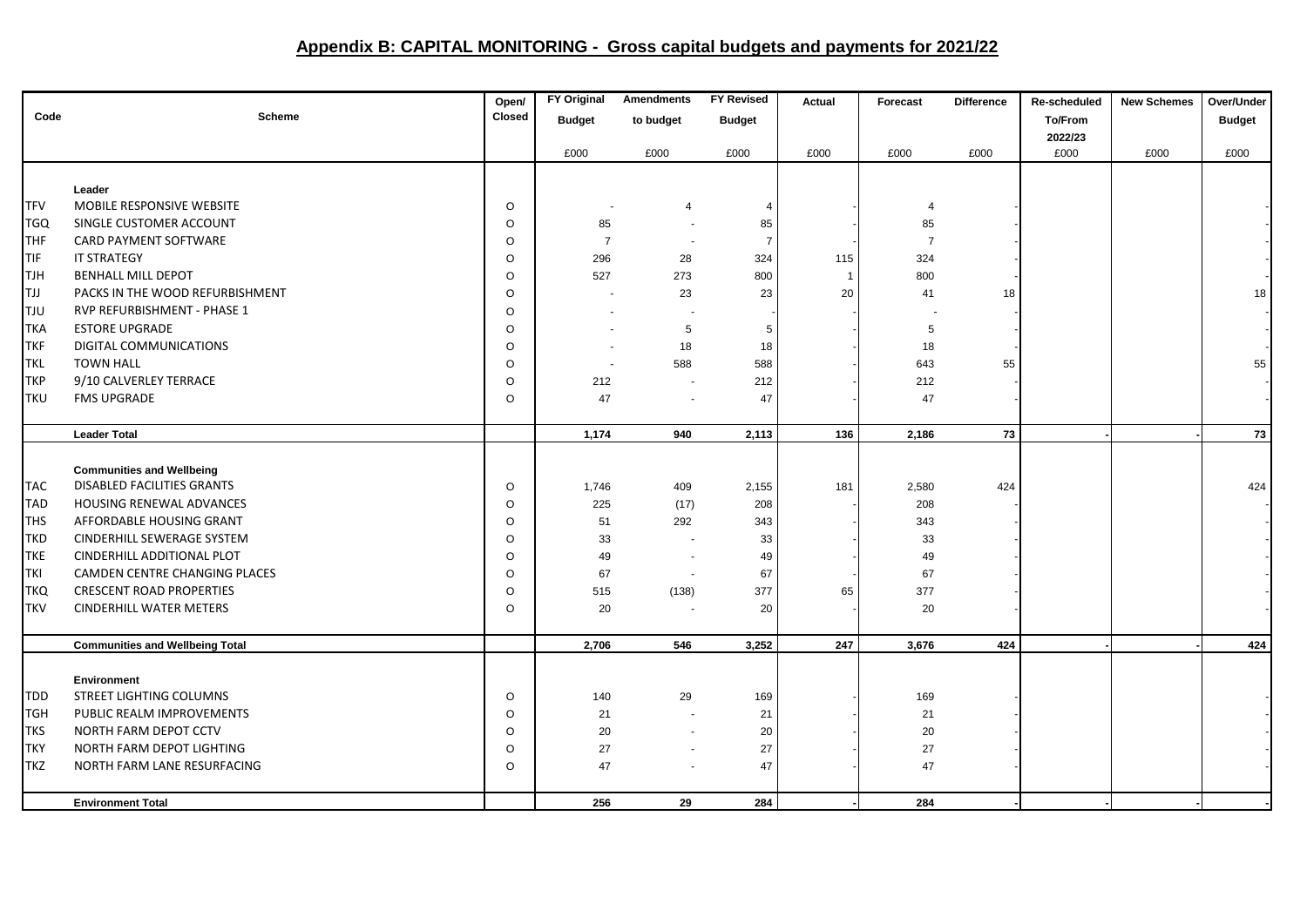## Appendix B: CAPITAL MONITORING - Gross capital budgets and payments for 2021/22

| Code | Scheme | Open/ Closed | FY Original Budget | Amendments to budget | FY Revised Budget | Actual | Forecast | Difference | Re-scheduled To/From 2022/23 | New Schemes | Over/Under Budget |
|---|---|---|---|---|---|---|---|---|---|---|---|
| | | | £000 | £000 | £000 | £000 | £000 | £000 | £000 | £000 | £000 |
| | **Leader** | | | | | | | | | | |
| TFV | MOBILE RESPONSIVE WEBSITE | O | - | 4 | 4 | - | 4 | - | | | - |
| TGQ | SINGLE CUSTOMER ACCOUNT | O | 85 | - | 85 | - | 85 | - | | | - |
| THF | CARD PAYMENT SOFTWARE | O | 7 | - | 7 | - | 7 | - | | | - |
| TIF | IT STRATEGY | O | 296 | 28 | 324 | 115 | 324 | - | | | - |
| TJH | BENHALL MILL DEPOT | O | 527 | 273 | 800 | 1 | 800 | - | | | - |
| TJJ | PACKS IN THE WOOD REFURBISHMENT | O | - | 23 | 23 | 20 | 41 | 18 | | | 18 |
| TJU | RVP REFURBISHMENT - PHASE 1 | O | - | - | - | - | - | - | | | - |
| TKA | ESTORE UPGRADE | O | - | 5 | 5 | - | 5 | - | | | - |
| TKF | DIGITAL COMMUNICATIONS | O | - | 18 | 18 | - | 18 | - | | | - |
| TKL | TOWN HALL | O | - | 588 | 588 | - | 643 | 55 | | | 55 |
| TKP | 9/10 CALVERLEY TERRACE | O | 212 | - | 212 | - | 212 | - | | | - |
| TKU | FMS UPGRADE | O | 47 | - | 47 | - | 47 | - | | | - |
| | **Leader Total** | | **1,174** | **940** | **2,113** | **136** | **2,186** | **73** | **-** | **-** | **73** |
| | **Communities and Wellbeing** | | | | | | | | | | |
| TAC | DISABLED FACILITIES GRANTS | O | 1,746 | 409 | 2,155 | 181 | 2,580 | 424 | | | 424 |
| TAD | HOUSING RENEWAL ADVANCES | O | 225 | (17) | 208 | - | 208 | - | | | - |
| THS | AFFORDABLE HOUSING GRANT | O | 51 | 292 | 343 | - | 343 | - | | | - |
| TKD | CINDERHILL SEWERAGE SYSTEM | O | 33 | - | 33 | - | 33 | - | | | - |
| TKE | CINDERHILL ADDITIONAL PLOT | O | 49 | - | 49 | - | 49 | - | | | - |
| TKI | CAMDEN CENTRE CHANGING PLACES | O | 67 | - | 67 | - | 67 | - | | | - |
| TKQ | CRESCENT ROAD PROPERTIES | O | 515 | (138) | 377 | 65 | 377 | - | | | - |
| TKV | CINDERHILL WATER METERS | O | 20 | - | 20 | - | 20 | - | | | - |
| | **Communities and Wellbeing Total** | | **2,706** | **546** | **3,252** | **247** | **3,676** | **424** | **-** | **-** | **424** |
| | **Environment** | | | | | | | | | | |
| TDD | STREET LIGHTING COLUMNS | O | 140 | 29 | 169 | - | 169 | - | | | - |
| TGH | PUBLIC REALM IMPROVEMENTS | O | 21 | - | 21 | - | 21 | - | | | - |
| TKS | NORTH FARM DEPOT CCTV | O | 20 | - | 20 | - | 20 | - | | | - |
| TKY | NORTH FARM DEPOT LIGHTING | O | 27 | - | 27 | - | 27 | - | | | - |
| TKZ | NORTH FARM LANE RESURFACING | O | 47 | - | 47 | - | 47 | - | | | - |
| | **Environment Total** | | **256** | **29** | **284** | **-** | **284** | **-** | **-** | **-** | **-** |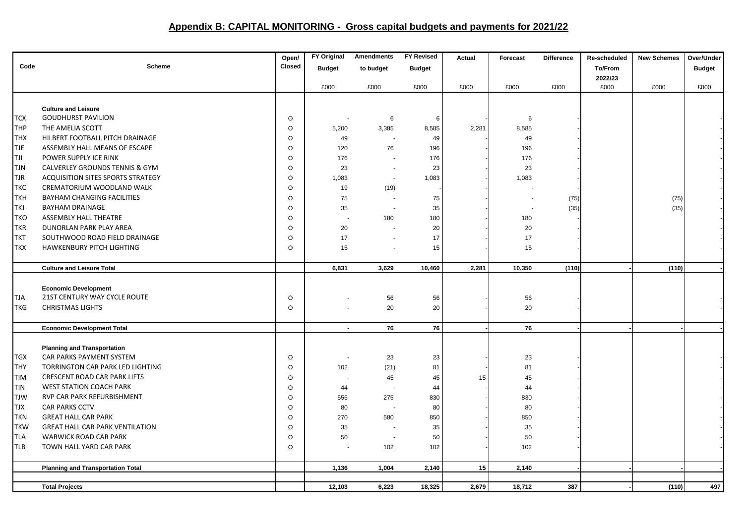## Appendix B: CAPITAL MONITORING - Gross capital budgets and payments for 2021/22

| Code | Scheme | Open/ Closed | FY Original Budget £000 | Amendments to budget £000 | FY Revised Budget £000 | Actual £000 | Forecast £000 | Difference £000 | Re-scheduled To/From 2022/23 £000 | New Schemes £000 | Over/Under Budget £000 |
|---|---|---|---|---|---|---|---|---|---|---|---|
| | **Culture and Leisure** | | | | | | | | | | |
| TCX | GOUDHURST PAVILION | O | - | 6 | 6 | - | 6 | - | | | - |
| THP | THE AMELIA SCOTT | O | 5,200 | 3,385 | 8,585 | 2,281 | 8,585 | - | | | - |
| THX | HILBERT FOOTBALL PITCH DRAINAGE | O | 49 | - | 49 | - | 49 | - | | | - |
| TJE | ASSEMBLY HALL MEANS OF ESCAPE | O | 120 | 76 | 196 | - | 196 | - | | | - |
| TJI | POWER SUPPLY ICE RINK | O | 176 | - | 176 | - | 176 | - | | | - |
| TJN | CALVERLEY GROUNDS TENNIS & GYM | O | 23 | - | 23 | - | 23 | - | | | - |
| TJR | ACQUISITION SITES SPORTS STRATEGY | O | 1,083 | - | 1,083 | - | 1,083 | - | | | - |
| TKC | CREMATORIUM WOODLAND WALK | O | 19 | (19) | - | - | - | - | | | - |
| TKH | BAYHAM CHANGING FACILITIES | O | 75 | - | 75 | - | - | (75) | | (75) | - |
| TKJ | BAYHAM DRAINAGE | O | 35 | - | 35 | - | - | (35) | | (35) | - |
| TKO | ASSEMBLY HALL THEATRE | O | - | 180 | 180 | - | 180 | - | | | - |
| TKR | DUNORLAN PARK PLAY AREA | O | 20 | - | 20 | - | 20 | - | | | - |
| TKT | SOUTHWOOD ROAD FIELD DRAINAGE | O | 17 | - | 17 | - | 17 | - | | | - |
| TKX | HAWKENBURY PITCH LIGHTING | O | 15 | - | 15 | - | 15 | - | | | - |
| | **Culture and Leisure Total** | | **6,831** | **3,629** | **10,460** | **2,281** | **10,350** | **(110)** | **-** | **(110)** | **-** |
| | **Economic Development** | | | | | | | | | | |
| TJA | 21ST CENTURY WAY CYCLE ROUTE | O | - | 56 | 56 | - | 56 | - | | | - |
| TKG | CHRISTMAS LIGHTS | O | - | 20 | 20 | - | 20 | - | | | - |
| | **Economic Development Total** | | **-** | **76** | **76** | **-** | **76** | **-** | **-** | **-** | **-** |
| | **Planning and Transportation** | | | | | | | | | | |
| TGX | CAR PARKS PAYMENT SYSTEM | O | - | 23 | 23 | - | 23 | - | | | - |
| THY | TORRINGTON CAR PARK LED LIGHTING | O | 102 | (21) | 81 | - | 81 | - | | | - |
| TIM | CRESCENT ROAD CAR PARK LIFTS | O | - | 45 | 45 | 15 | 45 | - | | | - |
| TIN | WEST STATION COACH PARK | O | 44 | - | 44 | - | 44 | - | | | - |
| TJW | RVP CAR PARK REFURBISHMENT | O | 555 | 275 | 830 | - | 830 | - | | | - |
| TJX | CAR PARKS CCTV | O | 80 | - | 80 | - | 80 | - | | | - |
| TKN | GREAT HALL CAR PARK | O | 270 | 580 | 850 | - | 850 | - | | | - |
| TKW | GREAT HALL CAR PARK VENTILATION | O | 35 | - | 35 | - | 35 | - | | | - |
| TLA | WARWICK ROAD CAR PARK | O | 50 | - | 50 | - | 50 | - | | | - |
| TLB | TOWN HALL YARD CAR PARK | O | - | 102 | 102 | - | 102 | - | | | - |
| | **Planning and Transportation Total** | | **1,136** | **1,004** | **2,140** | **15** | **2,140** | **-** | **-** | **-** | **-** |
| | **Total Projects** | | **12,103** | **6,223** | **18,325** | **2,679** | **18,712** | **387** | **-** | **(110)** | **497** |